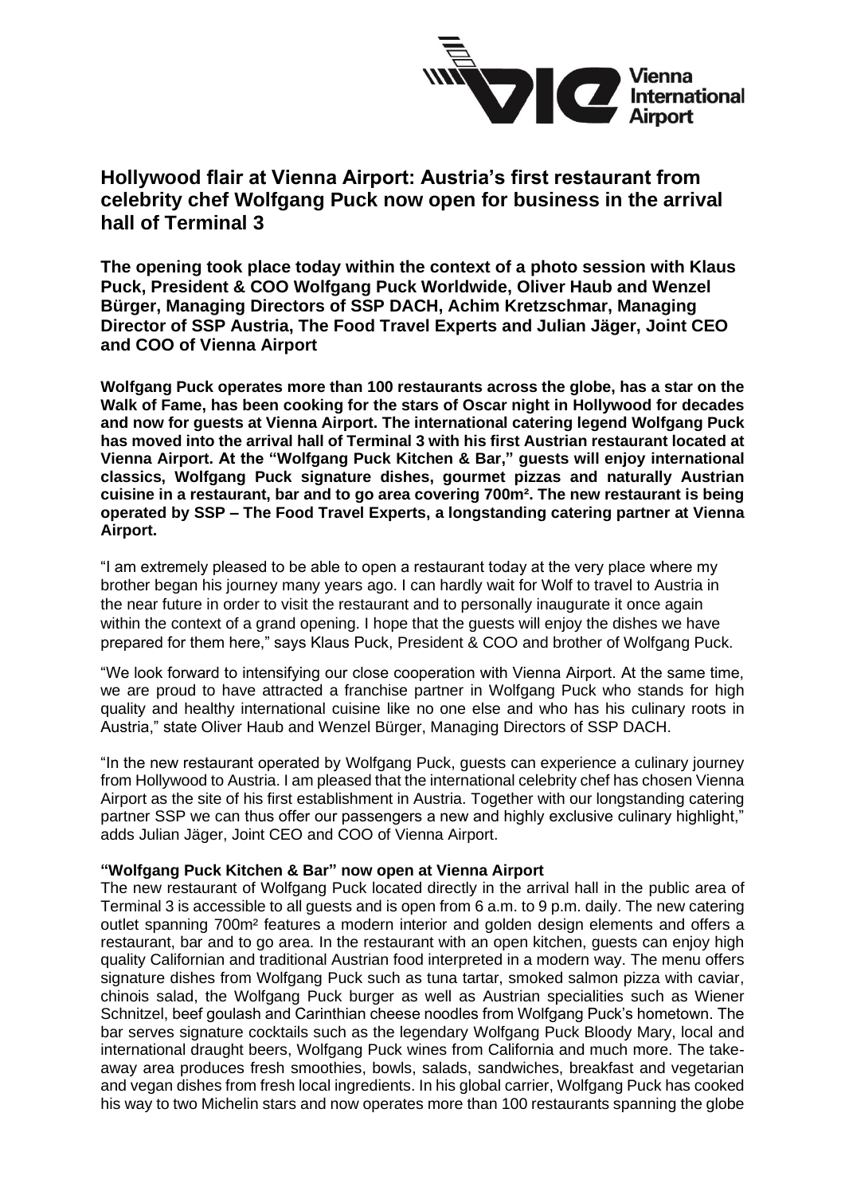# Hollywood flair at Vienna Airport: Austria's first restaurant from celebrity chef Wolfgang Puck now open for business in the arrival hall of Terminal 3

**The opening took place today within the context of a photo session with Klaus Puck, President & COO Wolfgang Puck Worldwide, Oliver Haub and Wenzel Bürger, Managing Directors of SSP DACH, Achim Kretzschmar, Managing Director of SSP Austria, The Food Travel Experts and Julian Jäger, Joint CEO and COO of Vienna Airport**

**Wolfgang Puck operates more than 100 restaurants across the globe, has a star on the Walk of Fame, has been cooking for the stars of Oscar night in Hollywood for decades and now for guests at Vienna Airport. The international catering legend Wolfgang Puck has moved into the arrival hall of Terminal 3 with his first Austrian restaurant located at Vienna Airport. At the "Wolfgang Puck Kitchen & Bar," guests will enjoy international classics, Wolfgang Puck signature dishes, gourmet pizzas and naturally Austrian cuisine in a restaurant, bar and to go area covering 700m². The new restaurant is being operated by SSP – The Food Travel Experts, a longstanding catering partner at Vienna Airport.**

"I am extremely pleased to be able to open a restaurant today at the very place where my brother began his journey many years ago. I can hardly wait for Wolf to travel to Austria in the near future in order to visit the restaurant and to personally inaugurate it once again within the context of a grand opening. I hope that the guests will enjoy the dishes we have prepared for them here," says Klaus Puck, President & COO and brother of Wolfgang Puck.

"We look forward to intensifying our close cooperation with Vienna Airport. At the same time, we are proud to have attracted a franchise partner in Wolfgang Puck who stands for high quality and healthy international cuisine like no one else and who has his culinary roots in Austria," state Oliver Haub and Wenzel Bürger, Managing Directors of SSP DACH.

"In the new restaurant operated by Wolfgang Puck, guests can experience a culinary journey from Hollywood to Austria. I am pleased that the international celebrity chef has chosen Vienna Airport as the site of his first establishment in Austria. Together with our longstanding catering partner SSP we can thus offer our passengers a new and highly exclusive culinary highlight," adds Julian Jäger, Joint CEO and COO of Vienna Airport.

**"Wolfgang Puck Kitchen & Bar" now open at Vienna Airport**

The new restaurant of Wolfgang Puck located directly in the arrival hall in the public area of Terminal 3 is accessible to all guests and is open from 6 a.m. to 9 p.m. daily. The new catering outlet spanning 700m² features a modern interior and golden design elements and offers a restaurant, bar and to go area. In the restaurant with an open kitchen, guests can enjoy high quality Californian and traditional Austrian food interpreted in a modern way. The menu offers signature dishes from Wolfgang Puck such as tuna tartar, smoked salmon pizza with caviar, chinois salad, the Wolfgang Puck burger as well as Austrian specialities such as Wiener Schnitzel, beef goulash and Carinthian cheese noodles from Wolfgang Puck's hometown. The bar serves signature cocktails such as the legendary Wolfgang Puck Bloody Mary, local and international draught beers, Wolfgang Puck wines from California and much more. The take-away area produces fresh smoothies, bowls, salads, sandwiches, breakfast and vegetarian and vegan dishes from fresh local ingredients. In his global carrier, Wolfgang Puck has cooked his way to two Michelin stars and now operates more than 100 restaurants spanning the globe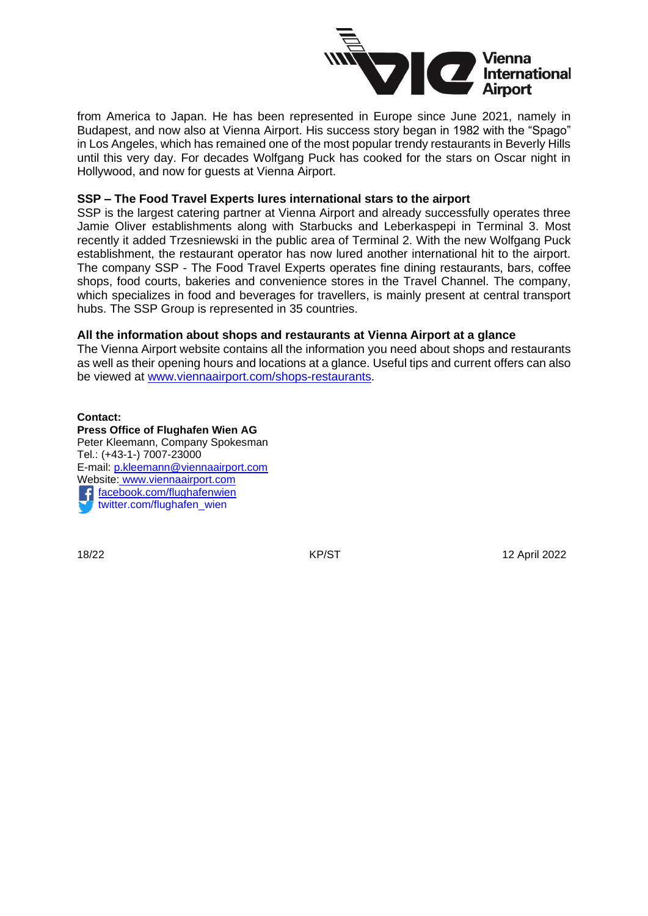from America to Japan. He has been represented in Europe since June 2021, namely in Budapest, and now also at Vienna Airport. His success story began in 1982 with the "Spago" in Los Angeles, which has remained one of the most popular trendy restaurants in Beverly Hills until this very day. For decades Wolfgang Puck has cooked for the stars on Oscar night in Hollywood, and now for guests at Vienna Airport.

**SSP – The Food Travel Experts lures international stars to the airport**

SSP is the largest catering partner at Vienna Airport and already successfully operates three Jamie Oliver establishments along with Starbucks and Leberkaspepi in Terminal 3. Most recently it added Trzesniewski in the public area of Terminal 2. With the new Wolfgang Puck establishment, the restaurant operator has now lured another international hit to the airport. The company SSP - The Food Travel Experts operates fine dining restaurants, bars, coffee shops, food courts, bakeries and convenience stores in the Travel Channel. The company, which specializes in food and beverages for travellers, is mainly present at central transport hubs. The SSP Group is represented in 35 countries.

**All the information about shops and restaurants at Vienna Airport at a glance**

The Vienna Airport website contains all the information you need about shops and restaurants as well as their opening hours and locations at a glance. Useful tips and current offers can also be viewed at www.viennaairport.com/shops-restaurants.

**Contact:**
**Press Office of Flughafen Wien AG**
Peter Kleemann, Company Spokesman
Tel.: (+43-1-) 7007-23000
E-mail: p.kleemann@viennaairport.com
Website: www.viennaairport.com
facebook.com/flughafenwien
twitter.com/flughafen_wien

18/22 KP/ST 12 April 2022